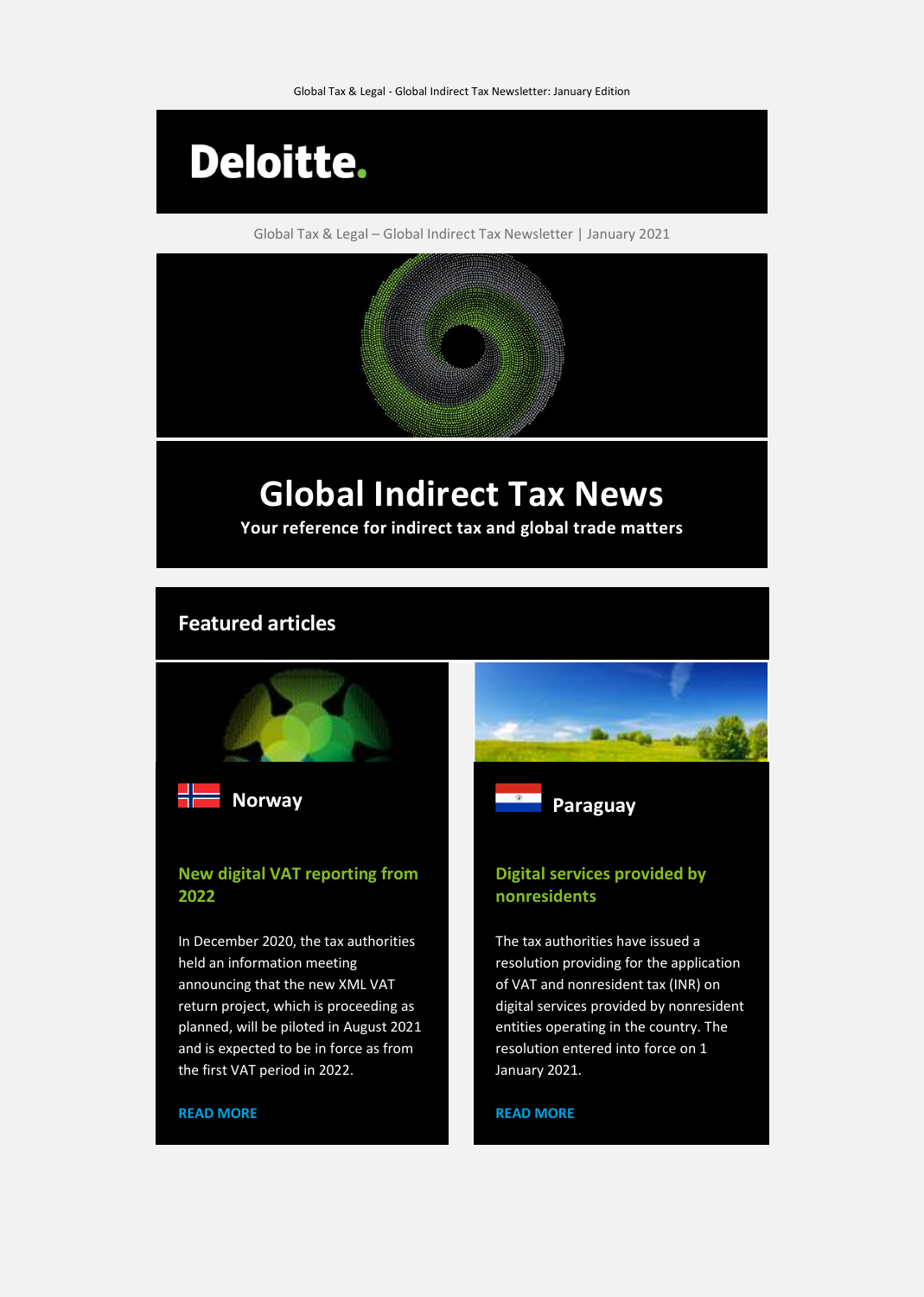Global Tax & Legal - Global Indirect Tax Newsletter: January Edition

Deloitte.

Global Tax & Legal – Global Indirect Tax Newsletter | January 2021

# Global Indirect Tax News

**Your reference for indirect tax and global trade matters**

## Featured articles

### Norway

#### New digital VAT reporting from 2022

In December 2020, the tax authorities held an information meeting announcing that the new XML VAT return project, which is proceeding as planned, will be piloted in August 2021 and is expected to be in force as from the first VAT period in 2022.

READ MORE

### Paraguay

#### Digital services provided by nonresidents

The tax authorities have issued a resolution providing for the application of VAT and nonresident tax (INR) on digital services provided by nonresident entities operating in the country. The resolution entered into force on 1 January 2021.

READ MORE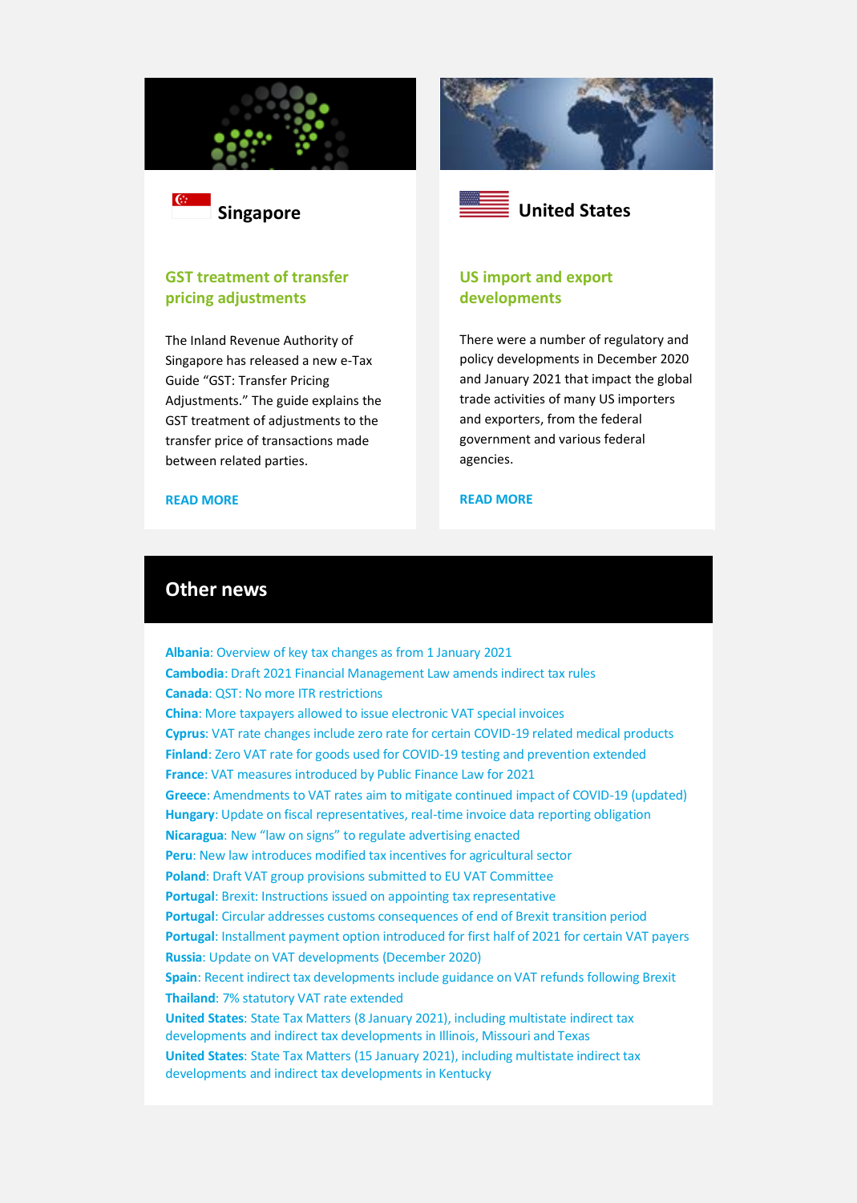## Singapore

### GST treatment of transfer pricing adjustments

The Inland Revenue Authority of Singapore has released a new e-Tax Guide "GST: Transfer Pricing Adjustments." The guide explains the GST treatment of adjustments to the transfer price of transactions made between related parties.

READ MORE

## United States

### US import and export developments

There were a number of regulatory and policy developments in December 2020 and January 2021 that impact the global trade activities of many US importers and exporters, from the federal government and various federal agencies.

READ MORE

## Other news

**Albania**: Overview of key tax changes as from 1 January 2021
**Cambodia**: Draft 2021 Financial Management Law amends indirect tax rules
**Canada**: QST: No more ITR restrictions
**China**: More taxpayers allowed to issue electronic VAT special invoices
**Cyprus**: VAT rate changes include zero rate for certain COVID-19 related medical products
**Finland**: Zero VAT rate for goods used for COVID-19 testing and prevention extended
**France**: VAT measures introduced by Public Finance Law for 2021
**Greece**: Amendments to VAT rates aim to mitigate continued impact of COVID-19 (updated)
**Hungary**: Update on fiscal representatives, real-time invoice data reporting obligation
**Nicaragua**: New "law on signs" to regulate advertising enacted
**Peru**: New law introduces modified tax incentives for agricultural sector
**Poland**: Draft VAT group provisions submitted to EU VAT Committee
**Portugal**: Brexit: Instructions issued on appointing tax representative
**Portugal**: Circular addresses customs consequences of end of Brexit transition period
**Portugal**: Installment payment option introduced for first half of 2021 for certain VAT payers
**Russia**: Update on VAT developments (December 2020)
**Spain**: Recent indirect tax developments include guidance on VAT refunds following Brexit
**Thailand**: 7% statutory VAT rate extended
**United States**: State Tax Matters (8 January 2021), including multistate indirect tax developments and indirect tax developments in Illinois, Missouri and Texas
**United States**: State Tax Matters (15 January 2021), including multistate indirect tax developments and indirect tax developments in Kentucky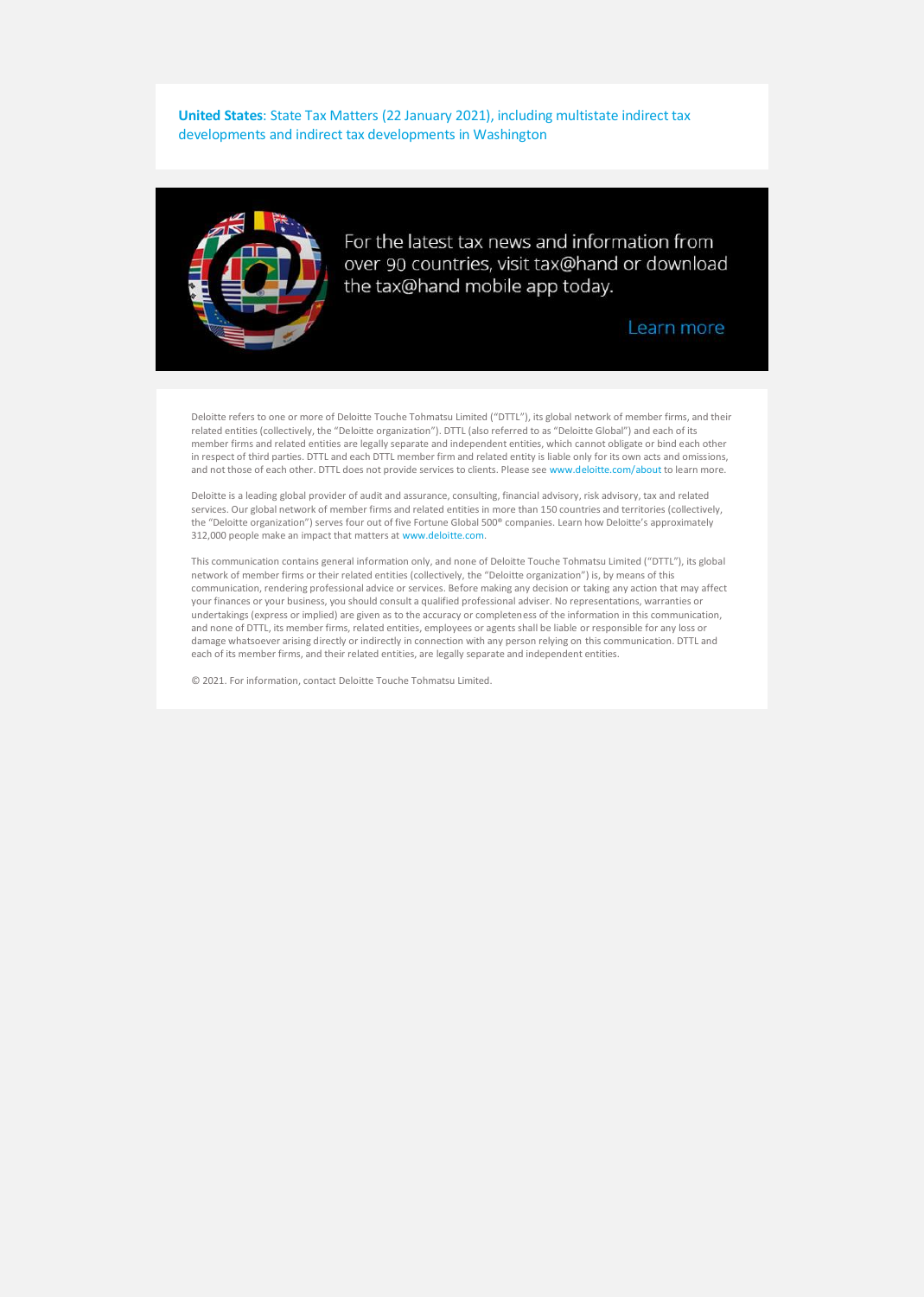**United States**: State Tax Matters (22 January 2021), including multistate indirect tax developments and indirect tax developments in Washington

For the latest tax news and information from over 90 countries, visit tax@hand or download the tax@hand mobile app today.

Learn more

Deloitte refers to one or more of Deloitte Touche Tohmatsu Limited ("DTTL"), its global network of member firms, and their related entities (collectively, the "Deloitte organization"). DTTL (also referred to as "Deloitte Global") and each of its member firms and related entities are legally separate and independent entities, which cannot obligate or bind each other in respect of third parties. DTTL and each DTTL member firm and related entity is liable only for its own acts and omissions, and not those of each other. DTTL does not provide services to clients. Please see www.deloitte.com/about to learn more.

Deloitte is a leading global provider of audit and assurance, consulting, financial advisory, risk advisory, tax and related services. Our global network of member firms and related entities in more than 150 countries and territories (collectively, the "Deloitte organization") serves four out of five Fortune Global 500® companies. Learn how Deloitte's approximately 312,000 people make an impact that matters at www.deloitte.com.

This communication contains general information only, and none of Deloitte Touche Tohmatsu Limited ("DTTL"), its global network of member firms or their related entities (collectively, the "Deloitte organization") is, by means of this communication, rendering professional advice or services. Before making any decision or taking any action that may affect your finances or your business, you should consult a qualified professional adviser. No representations, warranties or undertakings (express or implied) are given as to the accuracy or completeness of the information in this communication, and none of DTTL, its member firms, related entities, employees or agents shall be liable or responsible for any loss or damage whatsoever arising directly or indirectly in connection with any person relying on this communication. DTTL and each of its member firms, and their related entities, are legally separate and independent entities.

© 2021. For information, contact Deloitte Touche Tohmatsu Limited.